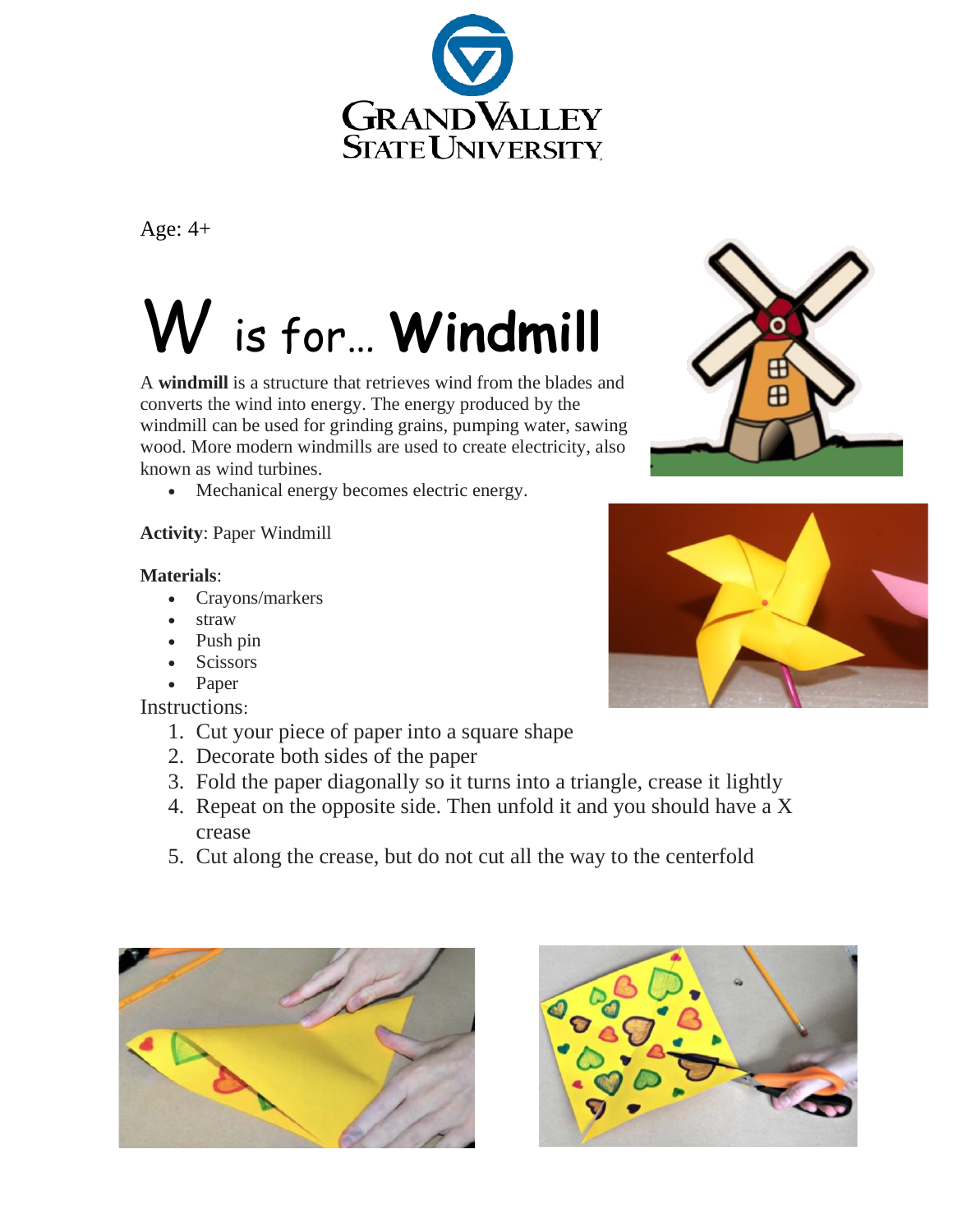Age: 4+

# W is for… Windmill

A **windmill** is a structure that retrieves wind from the blades and converts the wind into energy. The energy produced by the windmill can be used for grinding grains, pumping water, sawing wood. More modern windmills are used to create electricity, also known as wind turbines.

- Mechanical energy becomes electric energy.

**Activity**: Paper Windmill

**Materials**:

- Crayons/markers
- straw
- Push pin
- Scissors
- Paper

Instructions:

1. Cut your piece of paper into a square shape
2. Decorate both sides of the paper
3. Fold the paper diagonally so it turns into a triangle, crease it lightly
4. Repeat on the opposite side. Then unfold it and you should have a X crease
5. Cut along the crease, but do not cut all the way to the centerfold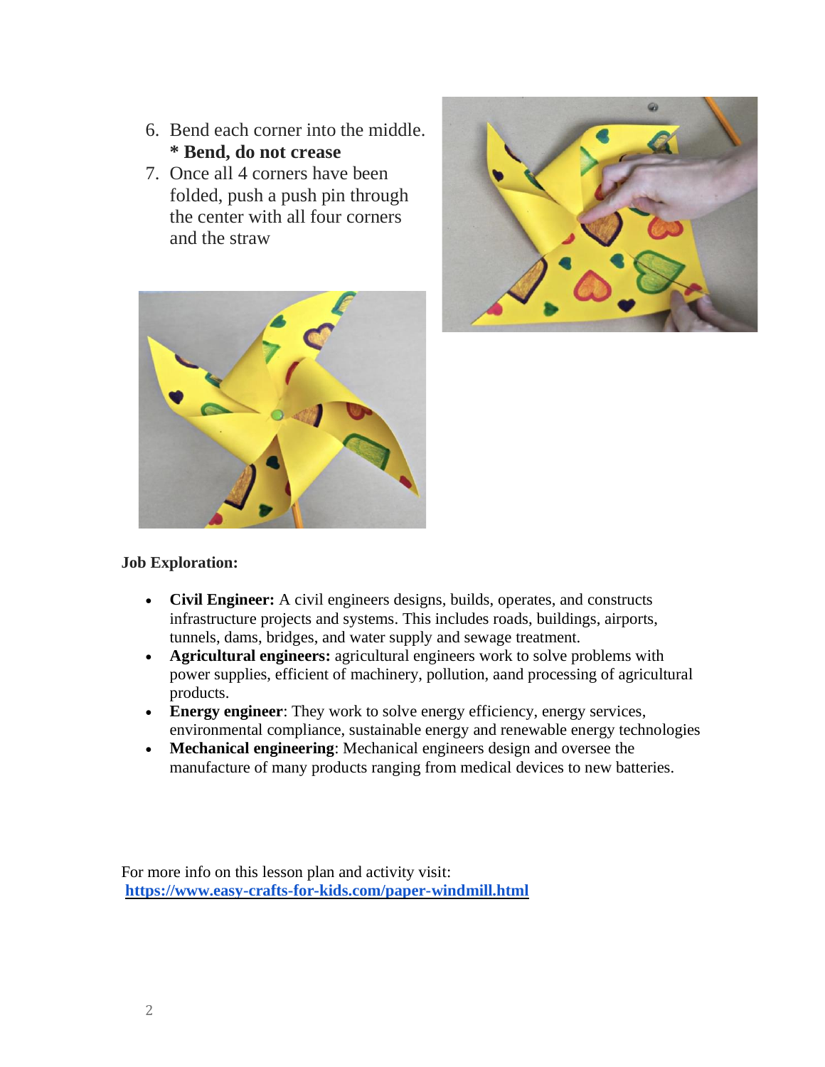6. Bend each corner into the middle. **\* Bend, do not crease**
7. Once all 4 corners have been folded, push a push pin through the center with all four corners and the straw

**Job Exploration:**

- **Civil Engineer:** A civil engineers designs, builds, operates, and constructs infrastructure projects and systems. This includes roads, buildings, airports, tunnels, dams, bridges, and water supply and sewage treatment.
- **Agricultural engineers:** agricultural engineers work to solve problems with power supplies, efficient of machinery, pollution, aand processing of agricultural products.
- **Energy engineer**: They work to solve energy efficiency, energy services, environmental compliance, sustainable energy and renewable energy technologies
- **Mechanical engineering**: Mechanical engineers design and oversee the manufacture of many products ranging from medical devices to new batteries.

For more info on this lesson plan and activity visit:
**https://www.easy-crafts-for-kids.com/paper-windmill.html**